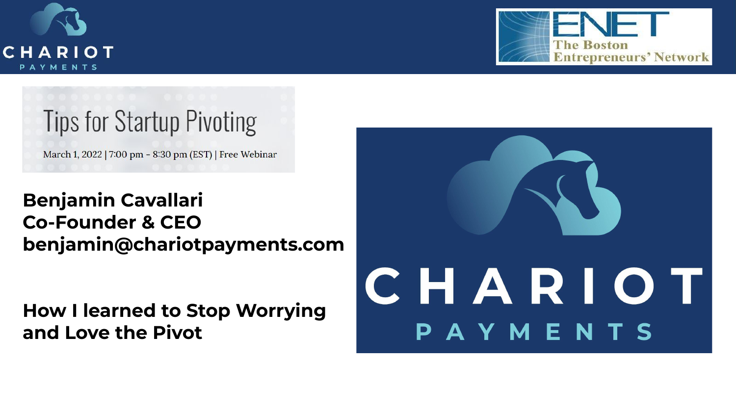CHARIOT PAYMENTS

ENET The Boston Entrepreneurs' Network

# Tips for Startup Pivoting

March 1, 2022 | 7:00 pm - 8:30 pm (EST) | Free Webinar

**Benjamin Cavallari**
**Co-Founder & CEO**
**benjamin@chariotpayments.com**

## How I learned to Stop Worrying and Love the Pivot

CHARIOT PAYMENTS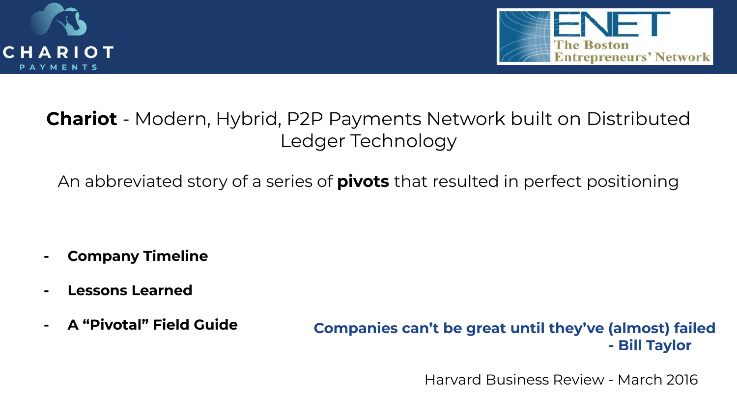CHARIOT PAYMENTS

ENET The Boston Entrepreneurs' Network

**Chariot** - Modern, Hybrid, P2P Payments Network built on Distributed Ledger Technology

An abbreviated story of a series of **pivots** that resulted in perfect positioning

- **Company Timeline**
- **Lessons Learned**
- **A "Pivotal" Field Guide**

**Companies can't be great until they've (almost) failed**
**- Bill Taylor**

Harvard Business Review - March 2016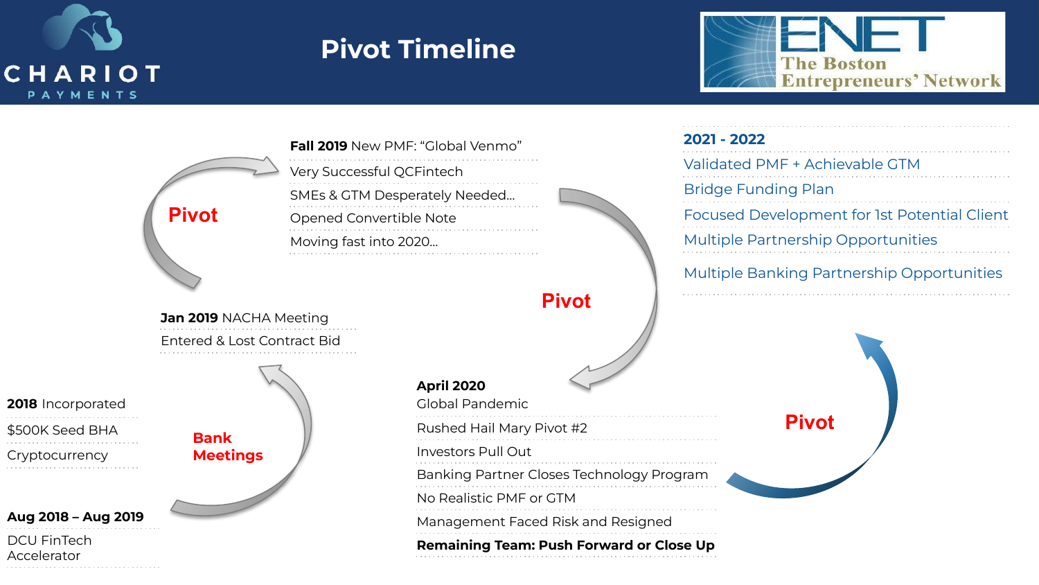# Pivot Timeline

**2018** Incorporated

$500K Seed BHA

Cryptocurrency

**Aug 2018 – Aug 2019**

DCU FinTech Accelerator

**Bank Meetings**

**Jan 2019** NACHA Meeting

Entered & Lost Contract Bid

**Pivot**

**Fall 2019** New PMF: "Global Venmo"

Very Successful QCFintech

SMEs & GTM Desperately Needed…

Opened Convertible Note

Moving fast into 2020…

**Pivot**

**April 2020**

Global Pandemic

Rushed Hail Mary Pivot #2

Investors Pull Out

Banking Partner Closes Technology Program

No Realistic PMF or GTM

Management Faced Risk and Resigned

**Remaining Team: Push Forward or Close Up**

**Pivot**

**2021 - 2022**

Validated PMF + Achievable GTM

Bridge Funding Plan

Focused Development for 1st Potential Client

Multiple Partnership Opportunities

Multiple Banking Partnership Opportunities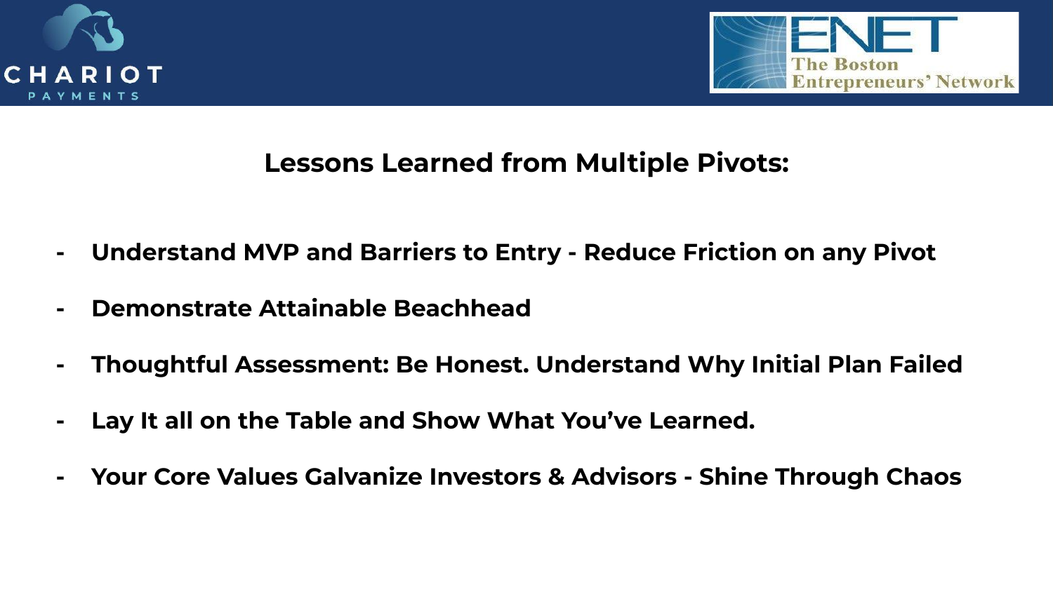## Lessons Learned from Multiple Pivots:

- **Understand MVP and Barriers to Entry - Reduce Friction on any Pivot**
- **Demonstrate Attainable Beachhead**
- **Thoughtful Assessment: Be Honest. Understand Why Initial Plan Failed**
- **Lay It all on the Table and Show What You've Learned.**
- **Your Core Values Galvanize Investors & Advisors - Shine Through Chaos**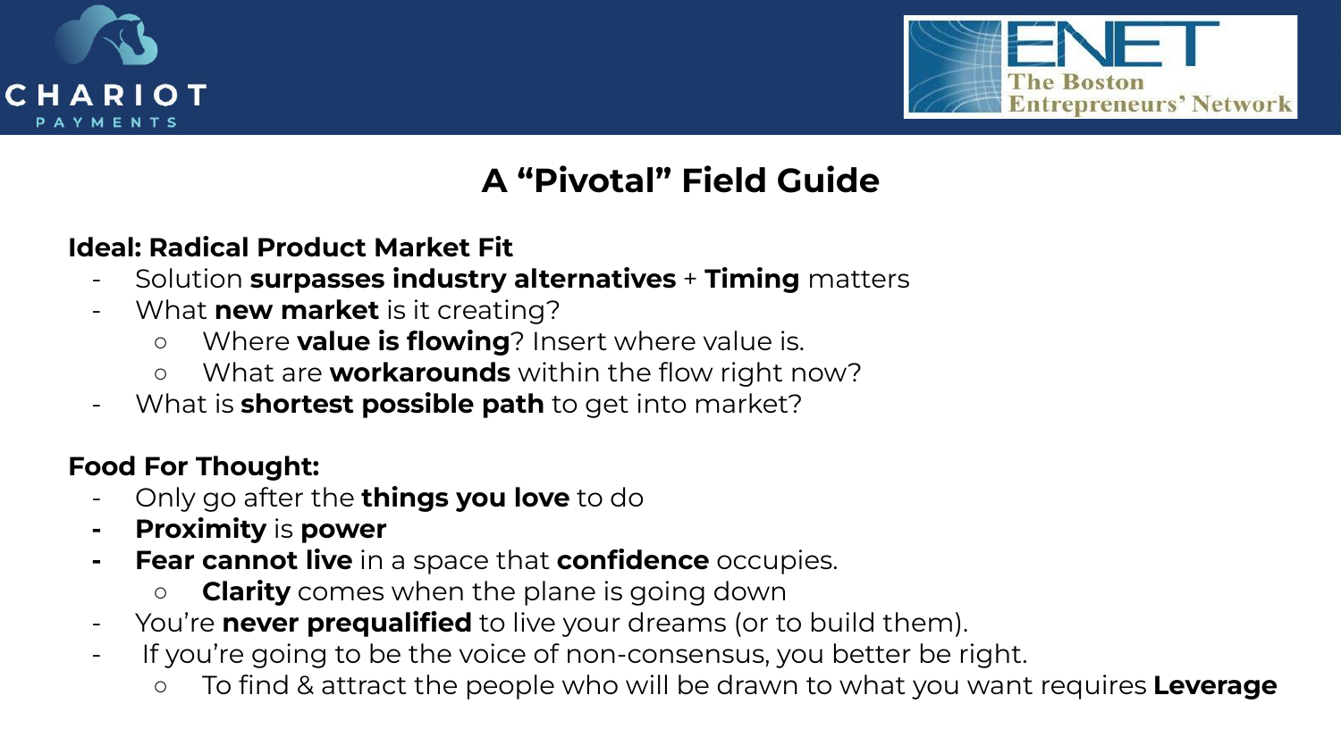# A "Pivotal" Field Guide

**Ideal: Radical Product Market Fit**

- Solution **surpasses industry alternatives** + **Timing** matters
- What **new market** is it creating?
  - Where **value is flowing**? Insert where value is.
  - What are **workarounds** within the flow right now?
- What is **shortest possible path** to get into market?

**Food For Thought:**

- Only go after the **things you love** to do
- **Proximity** is **power**
- **Fear cannot live** in a space that **confidence** occupies.
  - **Clarity** comes when the plane is going down
- You're **never prequalified** to live your dreams (or to build them).
- If you're going to be the voice of non-consensus, you better be right.
  - To find & attract the people who will be drawn to what you want requires **Leverage**